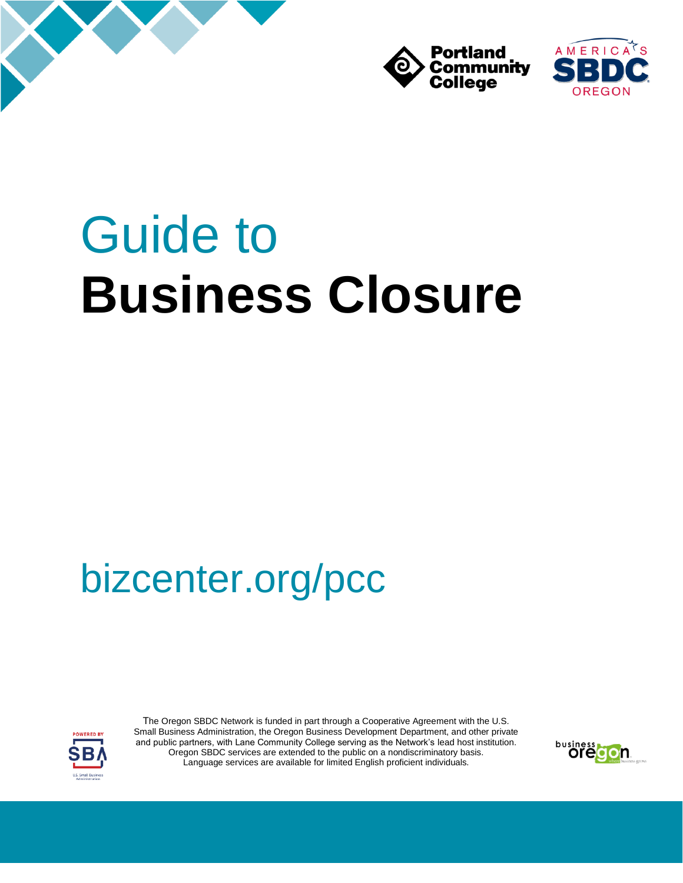# Guide to **Business Closure**

bizcenter.org/pcc

The Oregon SBDC Network is funded in part through a Cooperative Agreement with the U.S. Small Business Administration, the Oregon Business Development Department, and other private and public partners, with Lane Community College serving as the Network's lead host institution. Oregon SBDC services are extended to the public on a nondiscriminatory basis. Language services are available for limited English proficient individuals.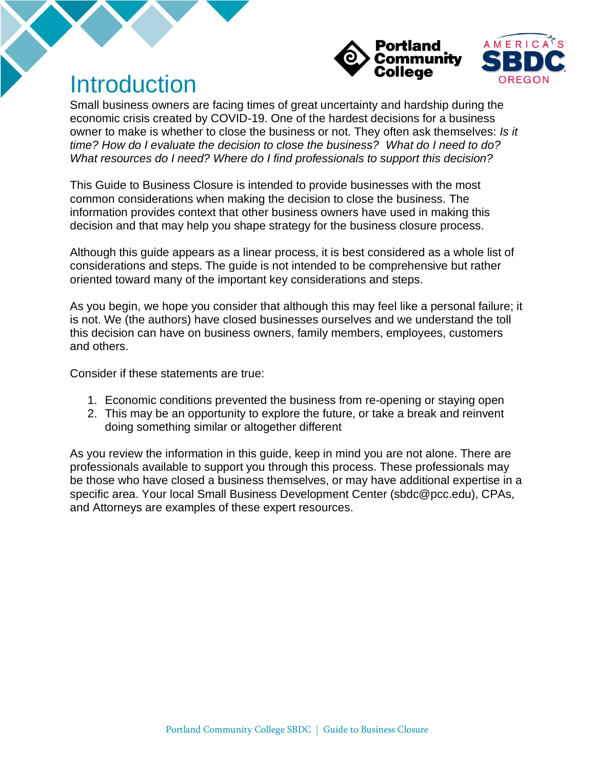# Introduction

Small business owners are facing times of great uncertainty and hardship during the economic crisis created by COVID-19. One of the hardest decisions for a business owner to make is whether to close the business or not. They often ask themselves: *Is it time? How do I evaluate the decision to close the business? What do I need to do? What resources do I need? Where do I find professionals to support this decision?*

This Guide to Business Closure is intended to provide businesses with the most common considerations when making the decision to close the business. The information provides context that other business owners have used in making this decision and that may help you shape strategy for the business closure process.

Although this guide appears as a linear process, it is best considered as a whole list of considerations and steps. The guide is not intended to be comprehensive but rather oriented toward many of the important key considerations and steps.

As you begin, we hope you consider that although this may feel like a personal failure; it is not. We (the authors) have closed businesses ourselves and we understand the toll this decision can have on business owners, family members, employees, customers and others.

Consider if these statements are true:

1. Economic conditions prevented the business from re-opening or staying open
2. This may be an opportunity to explore the future, or take a break and reinvent doing something similar or altogether different

As you review the information in this guide, keep in mind you are not alone. There are professionals available to support you through this process. These professionals may be those who have closed a business themselves, or may have additional expertise in a specific area. Your local Small Business Development Center (sbdc@pcc.edu), CPAs, and Attorneys are examples of these expert resources.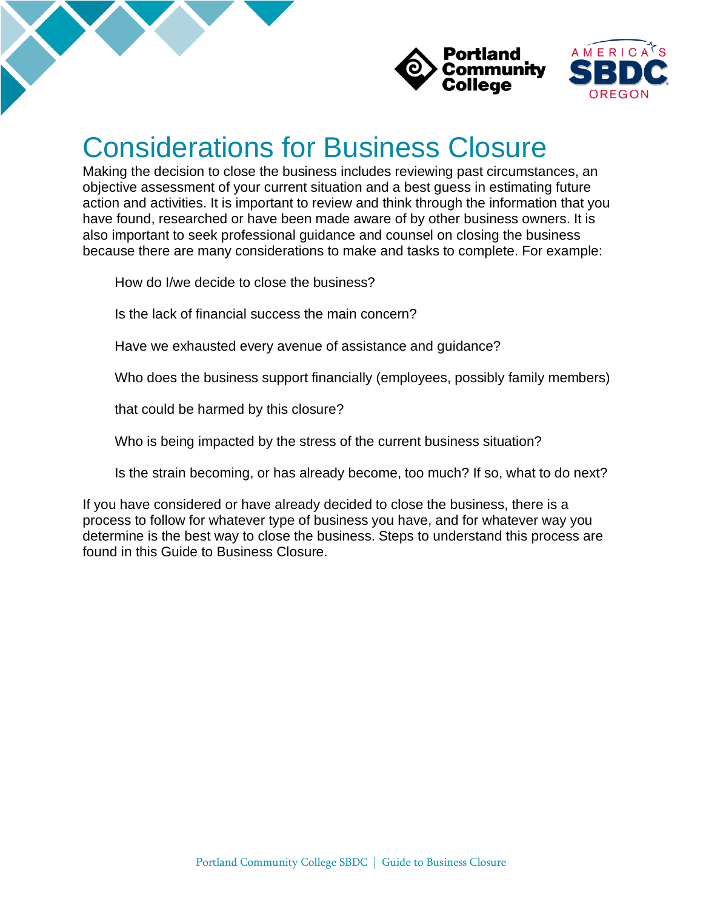# Considerations for Business Closure

Making the decision to close the business includes reviewing past circumstances, an objective assessment of your current situation and a best guess in estimating future action and activities. It is important to review and think through the information that you have found, researched or have been made aware of by other business owners. It is also important to seek professional guidance and counsel on closing the business because there are many considerations to make and tasks to complete. For example:

How do I/we decide to close the business?

Is the lack of financial success the main concern?

Have we exhausted every avenue of assistance and guidance?

Who does the business support financially (employees, possibly family members) that could be harmed by this closure?

Who is being impacted by the stress of the current business situation?

Is the strain becoming, or has already become, too much? If so, what to do next?

If you have considered or have already decided to close the business, there is a process to follow for whatever type of business you have, and for whatever way you determine is the best way to close the business. Steps to understand this process are found in this Guide to Business Closure.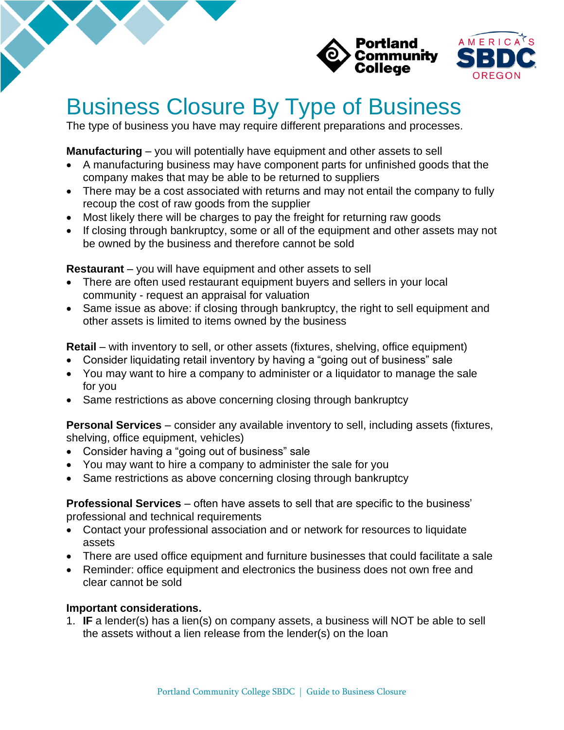# Business Closure By Type of Business

The type of business you have may require different preparations and processes.

**Manufacturing** – you will potentially have equipment and other assets to sell

- A manufacturing business may have component parts for unfinished goods that the company makes that may be able to be returned to suppliers
- There may be a cost associated with returns and may not entail the company to fully recoup the cost of raw goods from the supplier
- Most likely there will be charges to pay the freight for returning raw goods
- If closing through bankruptcy, some or all of the equipment and other assets may not be owned by the business and therefore cannot be sold

**Restaurant** – you will have equipment and other assets to sell

- There are often used restaurant equipment buyers and sellers in your local community - request an appraisal for valuation
- Same issue as above: if closing through bankruptcy, the right to sell equipment and other assets is limited to items owned by the business

**Retail** – with inventory to sell, or other assets (fixtures, shelving, office equipment)

- Consider liquidating retail inventory by having a "going out of business" sale
- You may want to hire a company to administer or a liquidator to manage the sale for you
- Same restrictions as above concerning closing through bankruptcy

**Personal Services** – consider any available inventory to sell, including assets (fixtures, shelving, office equipment, vehicles)

- Consider having a "going out of business" sale
- You may want to hire a company to administer the sale for you
- Same restrictions as above concerning closing through bankruptcy

**Professional Services** – often have assets to sell that are specific to the business' professional and technical requirements

- Contact your professional association and or network for resources to liquidate assets
- There are used office equipment and furniture businesses that could facilitate a sale
- Reminder: office equipment and electronics the business does not own free and clear cannot be sold

**Important considerations.**

1. **IF** a lender(s) has a lien(s) on company assets, a business will NOT be able to sell the assets without a lien release from the lender(s) on the loan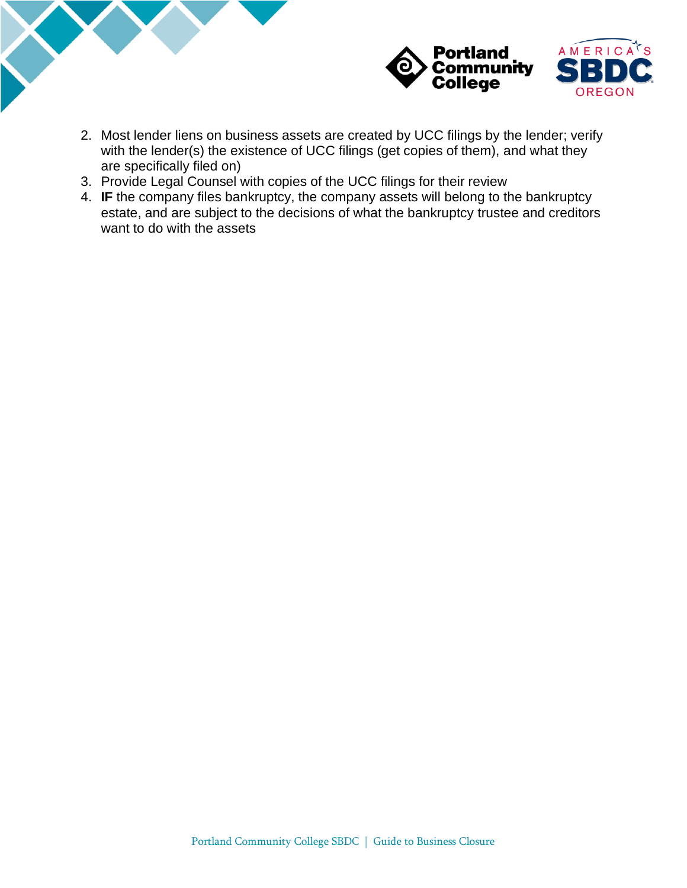2. Most lender liens on business assets are created by UCC filings by the lender; verify with the lender(s) the existence of UCC filings (get copies of them), and what they are specifically filed on)
3. Provide Legal Counsel with copies of the UCC filings for their review
4. **IF** the company files bankruptcy, the company assets will belong to the bankruptcy estate, and are subject to the decisions of what the bankruptcy trustee and creditors want to do with the assets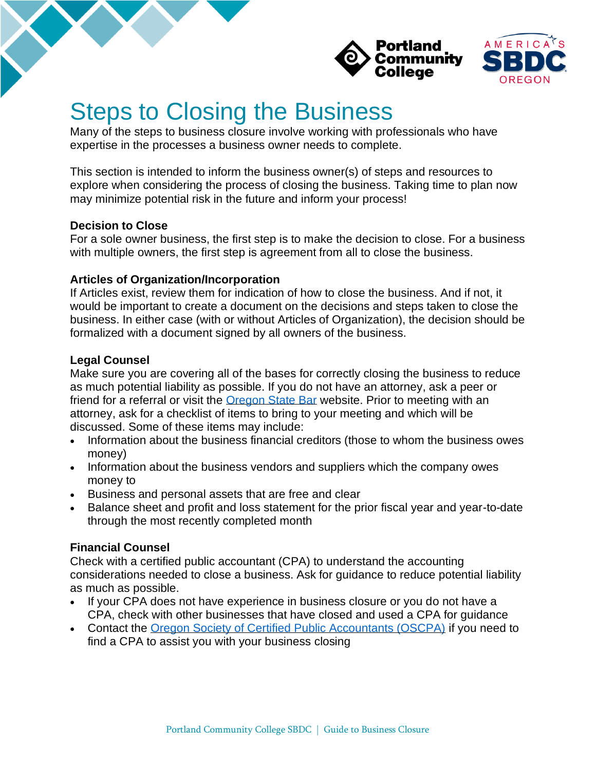# Steps to Closing the Business

Many of the steps to business closure involve working with professionals who have expertise in the processes a business owner needs to complete.

This section is intended to inform the business owner(s) of steps and resources to explore when considering the process of closing the business. Taking time to plan now may minimize potential risk in the future and inform your process!

**Decision to Close**

For a sole owner business, the first step is to make the decision to close. For a business with multiple owners, the first step is agreement from all to close the business.

**Articles of Organization/Incorporation**

If Articles exist, review them for indication of how to close the business. And if not, it would be important to create a document on the decisions and steps taken to close the business. In either case (with or without Articles of Organization), the decision should be formalized with a document signed by all owners of the business.

**Legal Counsel**

Make sure you are covering all of the bases for correctly closing the business to reduce as much potential liability as possible. If you do not have an attorney, ask a peer or friend for a referral or visit the Oregon State Bar website. Prior to meeting with an attorney, ask for a checklist of items to bring to your meeting and which will be discussed. Some of these items may include:

- Information about the business financial creditors (those to whom the business owes money)
- Information about the business vendors and suppliers which the company owes money to
- Business and personal assets that are free and clear
- Balance sheet and profit and loss statement for the prior fiscal year and year-to-date through the most recently completed month

**Financial Counsel**

Check with a certified public accountant (CPA) to understand the accounting considerations needed to close a business. Ask for guidance to reduce potential liability as much as possible.

- If your CPA does not have experience in business closure or you do not have a CPA, check with other businesses that have closed and used a CPA for guidance
- Contact the Oregon Society of Certified Public Accountants (OSCPA) if you need to find a CPA to assist you with your business closing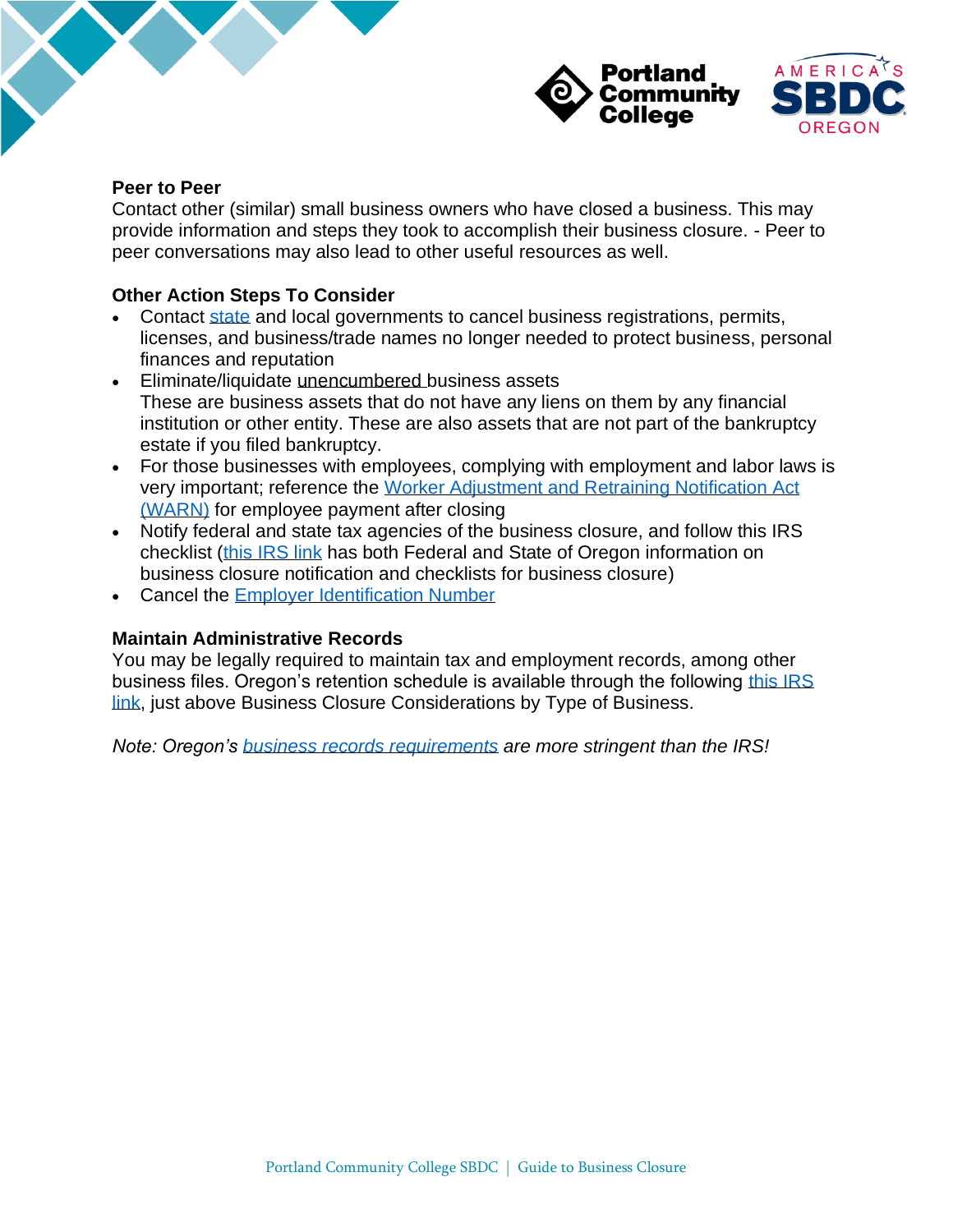**Peer to Peer**

Contact other (similar) small business owners who have closed a business. This may provide information and steps they took to accomplish their business closure. - Peer to peer conversations may also lead to other useful resources as well.

**Other Action Steps To Consider**

- Contact state and local governments to cancel business registrations, permits, licenses, and business/trade names no longer needed to protect business, personal finances and reputation
- Eliminate/liquidate unencumbered business assets
  These are business assets that do not have any liens on them by any financial institution or other entity. These are also assets that are not part of the bankruptcy estate if you filed bankruptcy.
- For those businesses with employees, complying with employment and labor laws is very important; reference the Worker Adjustment and Retraining Notification Act (WARN) for employee payment after closing
- Notify federal and state tax agencies of the business closure, and follow this IRS checklist (this IRS link has both Federal and State of Oregon information on business closure notification and checklists for business closure)
- Cancel the Employer Identification Number

**Maintain Administrative Records**

You may be legally required to maintain tax and employment records, among other business files. Oregon's retention schedule is available through the following this IRS link, just above Business Closure Considerations by Type of Business.

*Note: Oregon's business records requirements are more stringent than the IRS!*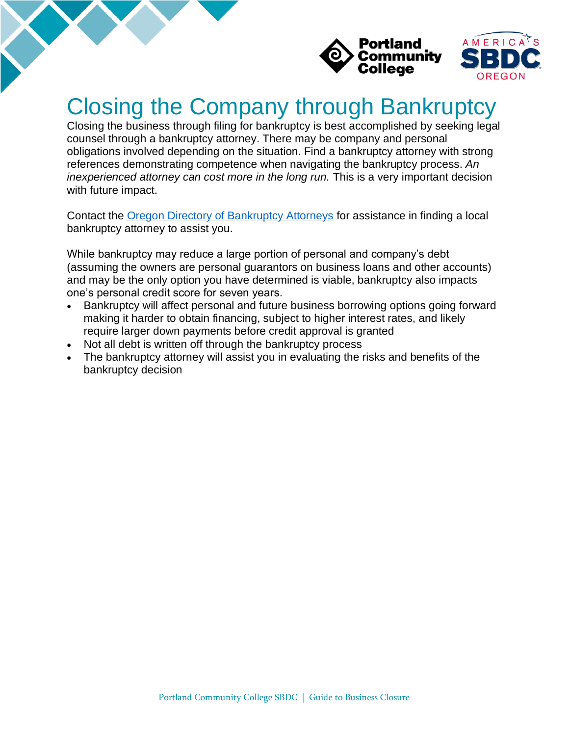# Closing the Company through Bankruptcy

Closing the business through filing for bankruptcy is best accomplished by seeking legal counsel through a bankruptcy attorney. There may be company and personal obligations involved depending on the situation. Find a bankruptcy attorney with strong references demonstrating competence when navigating the bankruptcy process. *An inexperienced attorney can cost more in the long run.* This is a very important decision with future impact.

Contact the [Oregon Directory of Bankruptcy Attorneys]() for assistance in finding a local bankruptcy attorney to assist you.

While bankruptcy may reduce a large portion of personal and company's debt (assuming the owners are personal guarantors on business loans and other accounts) and may be the only option you have determined is viable, bankruptcy also impacts one's personal credit score for seven years.

- Bankruptcy will affect personal and future business borrowing options going forward making it harder to obtain financing, subject to higher interest rates, and likely require larger down payments before credit approval is granted
- Not all debt is written off through the bankruptcy process
- The bankruptcy attorney will assist you in evaluating the risks and benefits of the bankruptcy decision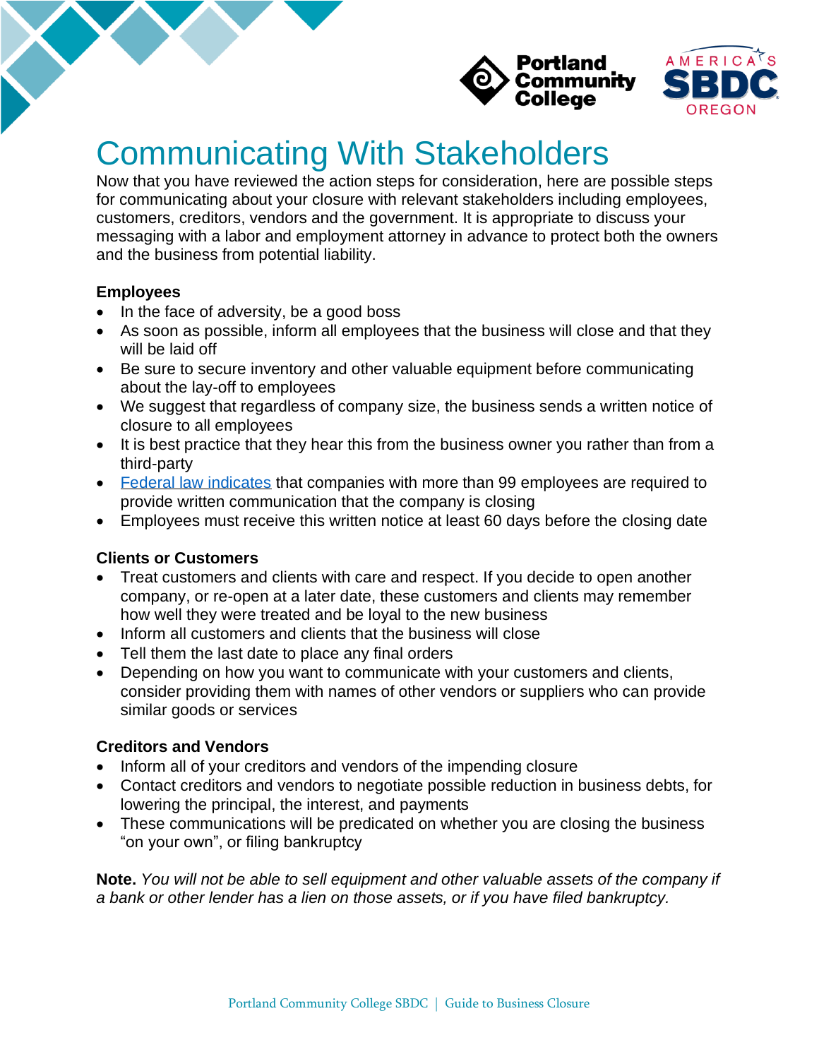# Communicating With Stakeholders

Now that you have reviewed the action steps for consideration, here are possible steps for communicating about your closure with relevant stakeholders including employees, customers, creditors, vendors and the government. It is appropriate to discuss your messaging with a labor and employment attorney in advance to protect both the owners and the business from potential liability.

### Employees

- In the face of adversity, be a good boss
- As soon as possible, inform all employees that the business will close and that they will be laid off
- Be sure to secure inventory and other valuable equipment before communicating about the lay-off to employees
- We suggest that regardless of company size, the business sends a written notice of closure to all employees
- It is best practice that they hear this from the business owner you rather than from a third-party
- Federal law indicates that companies with more than 99 employees are required to provide written communication that the company is closing
- Employees must receive this written notice at least 60 days before the closing date

### Clients or Customers

- Treat customers and clients with care and respect. If you decide to open another company, or re-open at a later date, these customers and clients may remember how well they were treated and be loyal to the new business
- Inform all customers and clients that the business will close
- Tell them the last date to place any final orders
- Depending on how you want to communicate with your customers and clients, consider providing them with names of other vendors or suppliers who can provide similar goods or services

### Creditors and Vendors

- Inform all of your creditors and vendors of the impending closure
- Contact creditors and vendors to negotiate possible reduction in business debts, for lowering the principal, the interest, and payments
- These communications will be predicated on whether you are closing the business "on your own", or filing bankruptcy

**Note.** *You will not be able to sell equipment and other valuable assets of the company if a bank or other lender has a lien on those assets, or if you have filed bankruptcy.*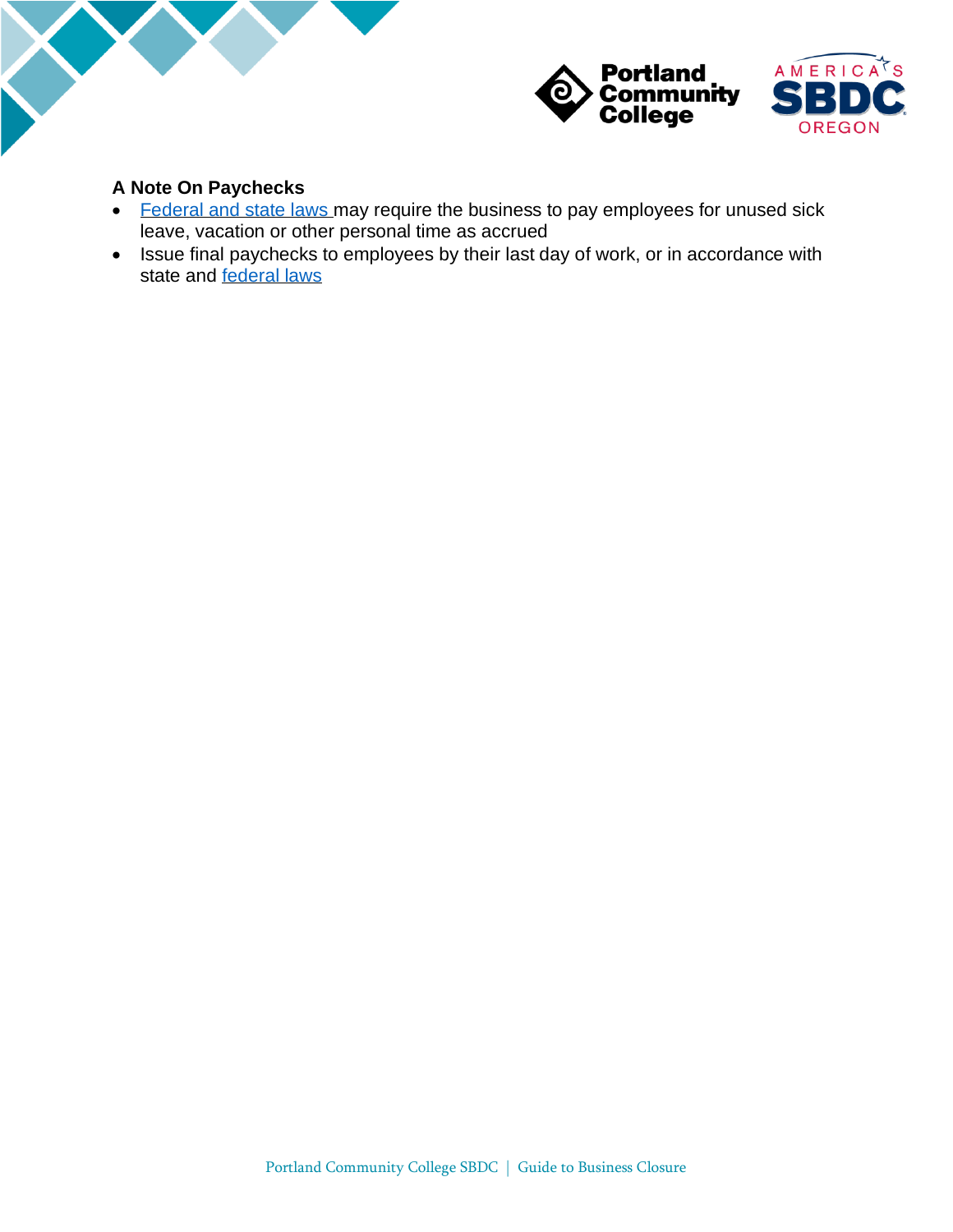**A Note On Paychecks**

- Federal and state laws may require the business to pay employees for unused sick leave, vacation or other personal time as accrued
- Issue final paychecks to employees by their last day of work, or in accordance with state and federal laws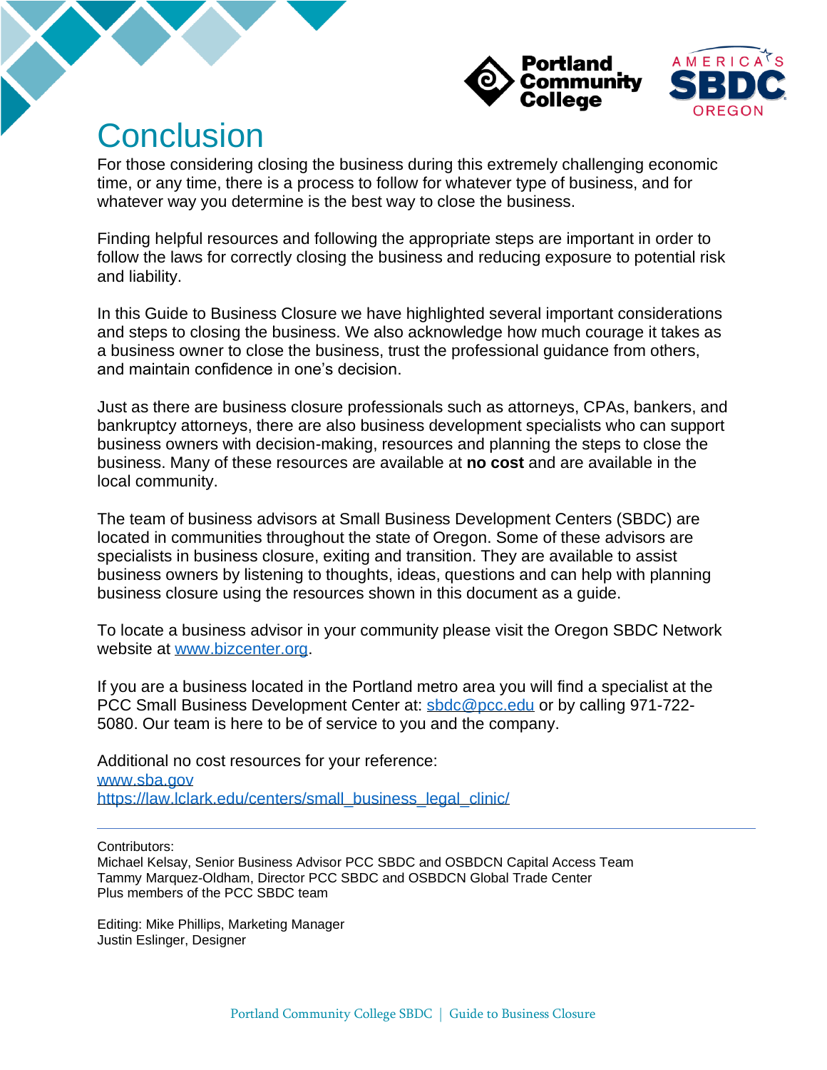# Conclusion

For those considering closing the business during this extremely challenging economic time, or any time, there is a process to follow for whatever type of business, and for whatever way you determine is the best way to close the business.

Finding helpful resources and following the appropriate steps are important in order to follow the laws for correctly closing the business and reducing exposure to potential risk and liability.

In this Guide to Business Closure we have highlighted several important considerations and steps to closing the business. We also acknowledge how much courage it takes as a business owner to close the business, trust the professional guidance from others, and maintain confidence in one's decision.

Just as there are business closure professionals such as attorneys, CPAs, bankers, and bankruptcy attorneys, there are also business development specialists who can support business owners with decision-making, resources and planning the steps to close the business. Many of these resources are available at **no cost** and are available in the local community.

The team of business advisors at Small Business Development Centers (SBDC) are located in communities throughout the state of Oregon. Some of these advisors are specialists in business closure, exiting and transition. They are available to assist business owners by listening to thoughts, ideas, questions and can help with planning business closure using the resources shown in this document as a guide.

To locate a business advisor in your community please visit the Oregon SBDC Network website at [www.bizcenter.org](http://www.bizcenter.org).

If you are a business located in the Portland metro area you will find a specialist at the PCC Small Business Development Center at: [sbdc@pcc.edu](mailto:sbdc@pcc.edu) or by calling 971-722-5080. Our team is here to be of service to you and the company.

Additional no cost resources for your reference:
[www.sba.gov](http://www.sba.gov)
[https://law.lclark.edu/centers/small_business_legal_clinic/](https://law.lclark.edu/centers/small_business_legal_clinic/)

---

Contributors:
Michael Kelsay, Senior Business Advisor PCC SBDC and OSBDCN Capital Access Team
Tammy Marquez-Oldham, Director PCC SBDC and OSBDCN Global Trade Center
Plus members of the PCC SBDC team

Editing: Mike Phillips, Marketing Manager
Justin Eslinger, Designer